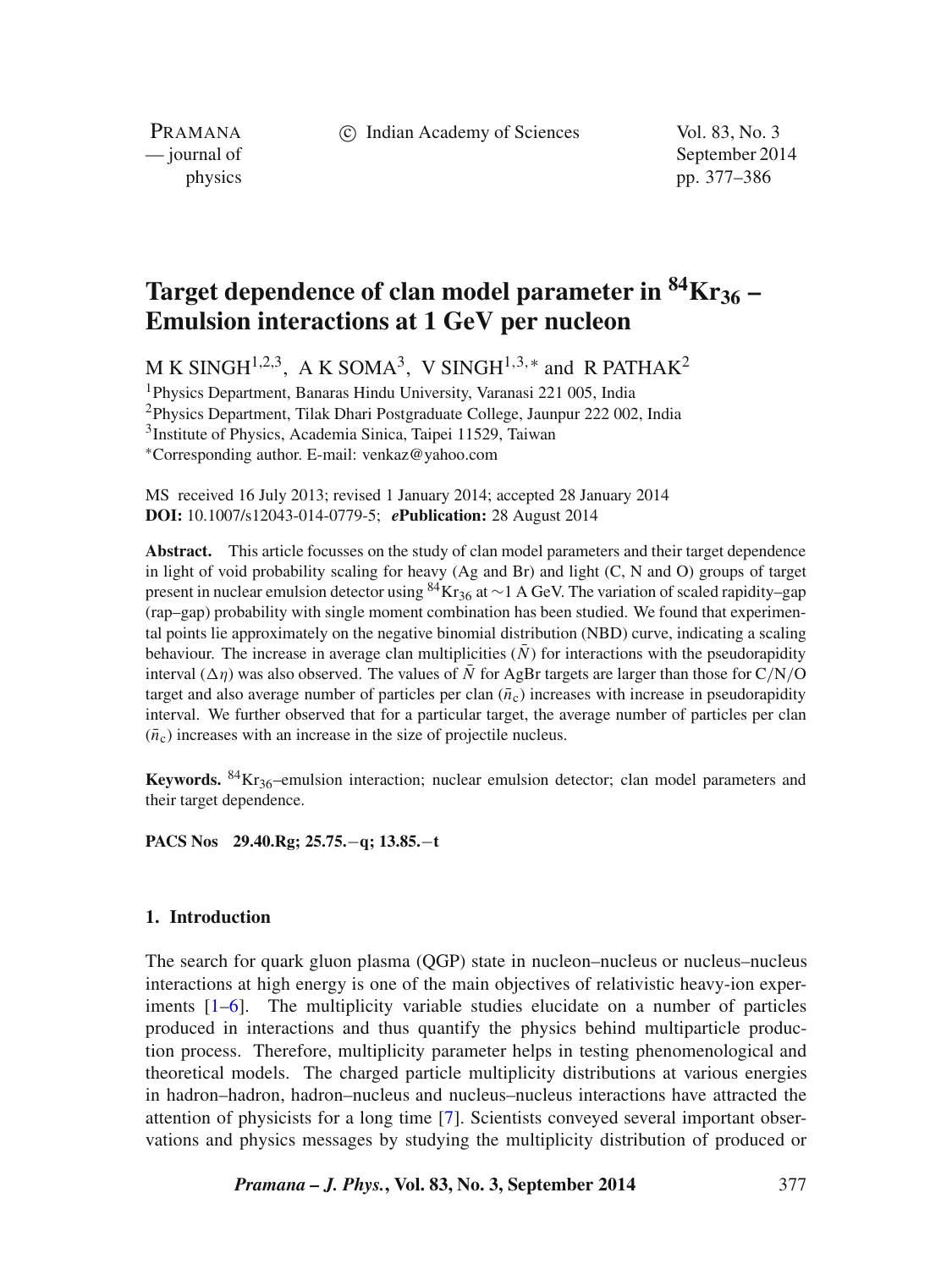# Target dependence of clan model parameter in $^{84}Kr_{36}$ – Emulsion interactions at 1 GeV per nucleon

M K SINGH[1,2,3], A K SOMA[3], V SINGH[1,3,*] and R PATHAK[2]

[1]Physics Department, Banaras Hindu University, Varanasi 221 005, India
[2]Physics Department, Tilak Dhari Postgraduate College, Jaunpur 222 002, India
[3]Institute of Physics, Academia Sinica, Taipei 11529, Taiwan
[*]Corresponding author. E-mail: venkaz@yahoo.com

MS received 16 July 2013; revised 1 January 2014; accepted 28 January 2014
**DOI:** 10.1007/s12043-014-0779-5; ***e*Publication:** 28 August 2014

**Abstract.** This article focusses on the study of clan model parameters and their target dependence in light of void probability scaling for heavy (Ag and Br) and light (C, N and O) groups of target present in nuclear emulsion detector using $^{84}Kr_{36}$ at ~1 A GeV. The variation of scaled rapidity–gap (rap–gap) probability with single moment combination has been studied. We found that experimental points lie approximately on the negative binomial distribution (NBD) curve, indicating a scaling behaviour. The increase in average clan multiplicities ($\bar{N}$) for interactions with the pseudorapidity interval ($\Delta\eta$) was also observed. The values of $\bar{N}$ for AgBr targets are larger than those for C/N/O target and also average number of particles per clan ($\bar{n}_c$) increases with increase in pseudorapidity interval. We further observed that for a particular target, the average number of particles per clan ($\bar{n}_c$) increases with an increase in the size of projectile nucleus.

**Keywords.** $^{84}Kr_{36}$–emulsion interaction; nuclear emulsion detector; clan model parameters and their target dependence.

**PACS Nos** 29.40.Rg; 25.75.−q; 13.85.−t

## 1. Introduction

The search for quark gluon plasma (QGP) state in nucleon–nucleus or nucleus–nucleus interactions at high energy is one of the main objectives of relativistic heavy-ion experiments [1–6]. The multiplicity variable studies elucidate on a number of particles produced in interactions and thus quantify the physics behind multiparticle production process. Therefore, multiplicity parameter helps in testing phenomenological and theoretical models. The charged particle multiplicity distributions at various energies in hadron–hadron, hadron–nucleus and nucleus–nucleus interactions have attracted the attention of physicists for a long time [7]. Scientists conveyed several important observations and physics messages by studying the multiplicity distribution of produced or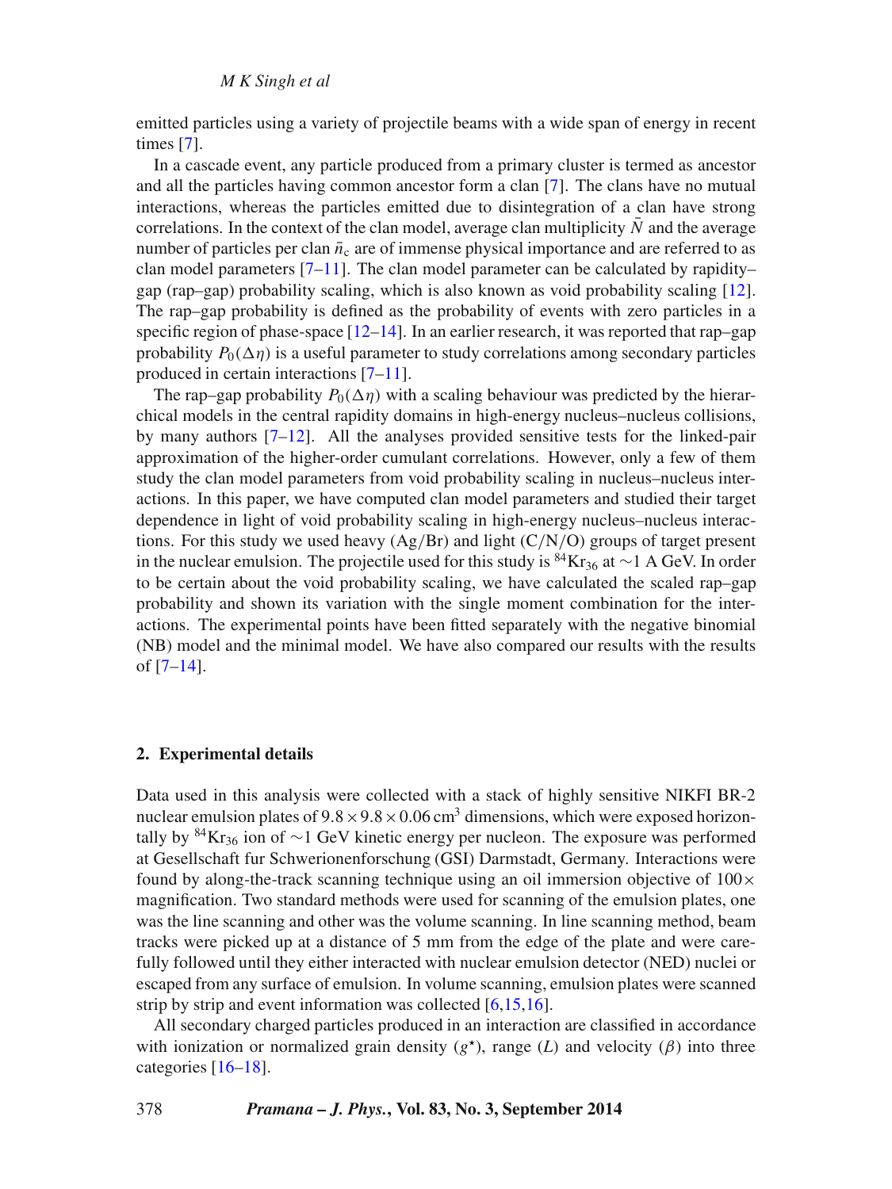emitted particles using a variety of projectile beams with a wide span of energy in recent times [7].

In a cascade event, any particle produced from a primary cluster is termed as ancestor and all the particles having common ancestor form a clan [7]. The clans have no mutual interactions, whereas the particles emitted due to disintegration of a clan have strong correlations. In the context of the clan model, average clan multiplicity $\bar{N}$ and the average number of particles per clan $\bar{n}_c$ are of immense physical importance and are referred to as clan model parameters [7–11]. The clan model parameter can be calculated by rapidity–gap (rap–gap) probability scaling, which is also known as void probability scaling [12]. The rap–gap probability is defined as the probability of events with zero particles in a specific region of phase-space [12–14]. In an earlier research, it was reported that rap–gap probability $P_0(\Delta\eta)$ is a useful parameter to study correlations among secondary particles produced in certain interactions [7–11].

The rap–gap probability $P_0(\Delta\eta)$ with a scaling behaviour was predicted by the hierarchical models in the central rapidity domains in high-energy nucleus–nucleus collisions, by many authors [7–12]. All the analyses provided sensitive tests for the linked-pair approximation of the higher-order cumulant correlations. However, only a few of them study the clan model parameters from void probability scaling in nucleus–nucleus interactions. In this paper, we have computed clan model parameters and studied their target dependence in light of void probability scaling in high-energy nucleus–nucleus interactions. For this study we used heavy (Ag/Br) and light (C/N/O) groups of target present in the nuclear emulsion. The projectile used for this study is $^{84}Kr_{36}$ at ∼1 A GeV. In order to be certain about the void probability scaling, we have calculated the scaled rap–gap probability and shown its variation with the single moment combination for the interactions. The experimental points have been fitted separately with the negative binomial (NB) model and the minimal model. We have also compared our results with the results of [7–14].

## 2. Experimental details

Data used in this analysis were collected with a stack of highly sensitive NIKFI BR-2 nuclear emulsion plates of $9.8 \times 9.8 \times 0.06\ \text{cm}^3$ dimensions, which were exposed horizontally by $^{84}Kr_{36}$ ion of ∼1 GeV kinetic energy per nucleon. The exposure was performed at Gesellschaft fur Schwerionenforschung (GSI) Darmstadt, Germany. Interactions were found by along-the-track scanning technique using an oil immersion objective of 100× magnification. Two standard methods were used for scanning of the emulsion plates, one was the line scanning and other was the volume scanning. In line scanning method, beam tracks were picked up at a distance of 5 mm from the edge of the plate and were carefully followed until they either interacted with nuclear emulsion detector (NED) nuclei or escaped from any surface of emulsion. In volume scanning, emulsion plates were scanned strip by strip and event information was collected [6,15,16].

All secondary charged particles produced in an interaction are classified in accordance with ionization or normalized grain density ($g^{\star}$), range ($L$) and velocity ($\beta$) into three categories [16–18].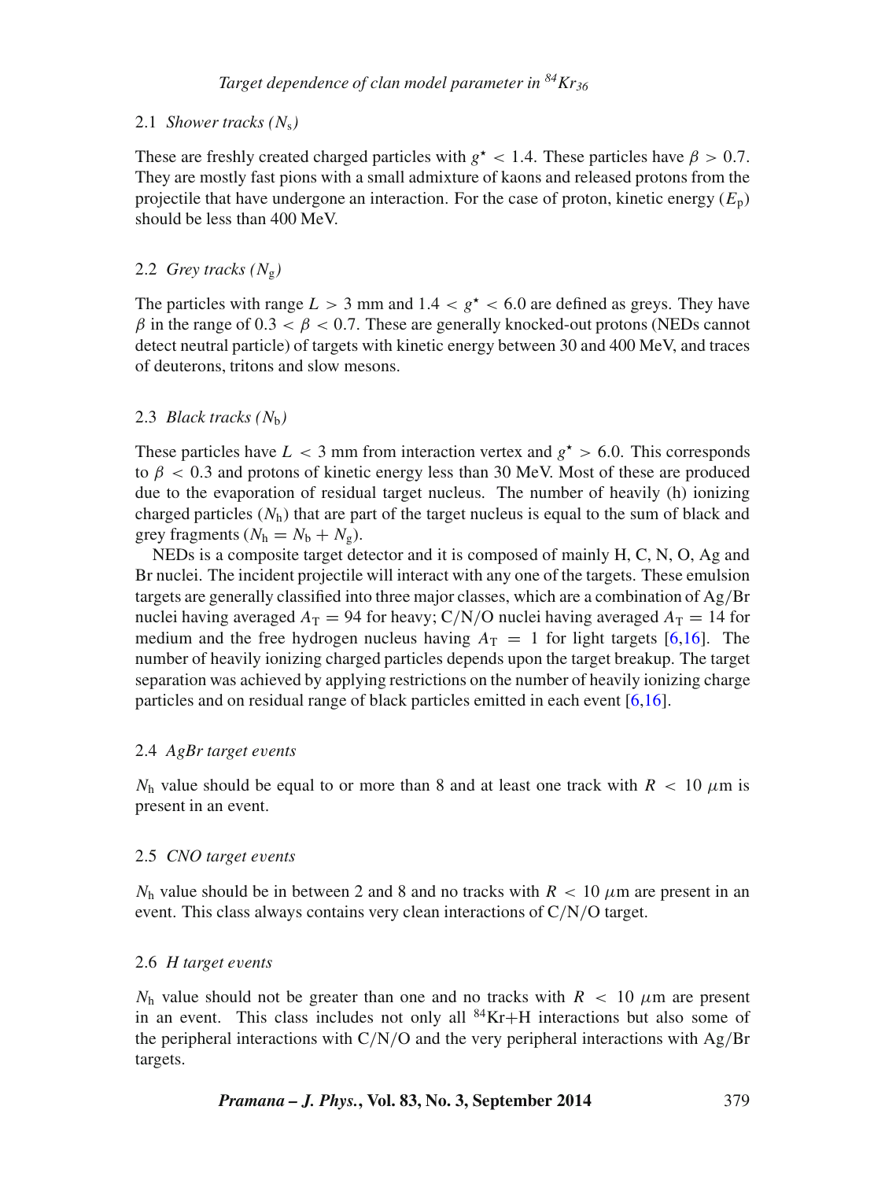### 2.1 *Shower tracks ($N_s$)*

These are freshly created charged particles with $g^\star < 1.4$. These particles have $\beta > 0.7$. They are mostly fast pions with a small admixture of kaons and released protons from the projectile that have undergone an interaction. For the case of proton, kinetic energy ($E_p$) should be less than 400 MeV.

### 2.2 *Grey tracks ($N_g$)*

The particles with range $L > 3$ mm and $1.4 < g^\star < 6.0$ are defined as greys. They have $\beta$ in the range of $0.3 < \beta < 0.7$. These are generally knocked-out protons (NEDs cannot detect neutral particle) of targets with kinetic energy between 30 and 400 MeV, and traces of deuterons, tritons and slow mesons.

### 2.3 *Black tracks ($N_b$)*

These particles have $L < 3$ mm from interaction vertex and $g^\star > 6.0$. This corresponds to $\beta < 0.3$ and protons of kinetic energy less than 30 MeV. Most of these are produced due to the evaporation of residual target nucleus. The number of heavily (h) ionizing charged particles ($N_h$) that are part of the target nucleus is equal to the sum of black and grey fragments ($N_h = N_b + N_g$).

NEDs is a composite target detector and it is composed of mainly H, C, N, O, Ag and Br nuclei. The incident projectile will interact with any one of the targets. These emulsion targets are generally classified into three major classes, which are a combination of Ag/Br nuclei having averaged $A_T = 94$ for heavy; C/N/O nuclei having averaged $A_T = 14$ for medium and the free hydrogen nucleus having $A_T = 1$ for light targets [6,16]. The number of heavily ionizing charged particles depends upon the target breakup. The target separation was achieved by applying restrictions on the number of heavily ionizing charge particles and on residual range of black particles emitted in each event [6,16].

### 2.4 *AgBr target events*

$N_h$ value should be equal to or more than 8 and at least one track with $R < 10$ $\mu$m is present in an event.

### 2.5 *CNO target events*

$N_h$ value should be in between 2 and 8 and no tracks with $R < 10$ $\mu$m are present in an event. This class always contains very clean interactions of C/N/O target.

### 2.6 *H target events*

$N_h$ value should not be greater than one and no tracks with $R < 10$ $\mu$m are present in an event. This class includes not only all $^{84}$Kr+H interactions but also some of the peripheral interactions with C/N/O and the very peripheral interactions with Ag/Br targets.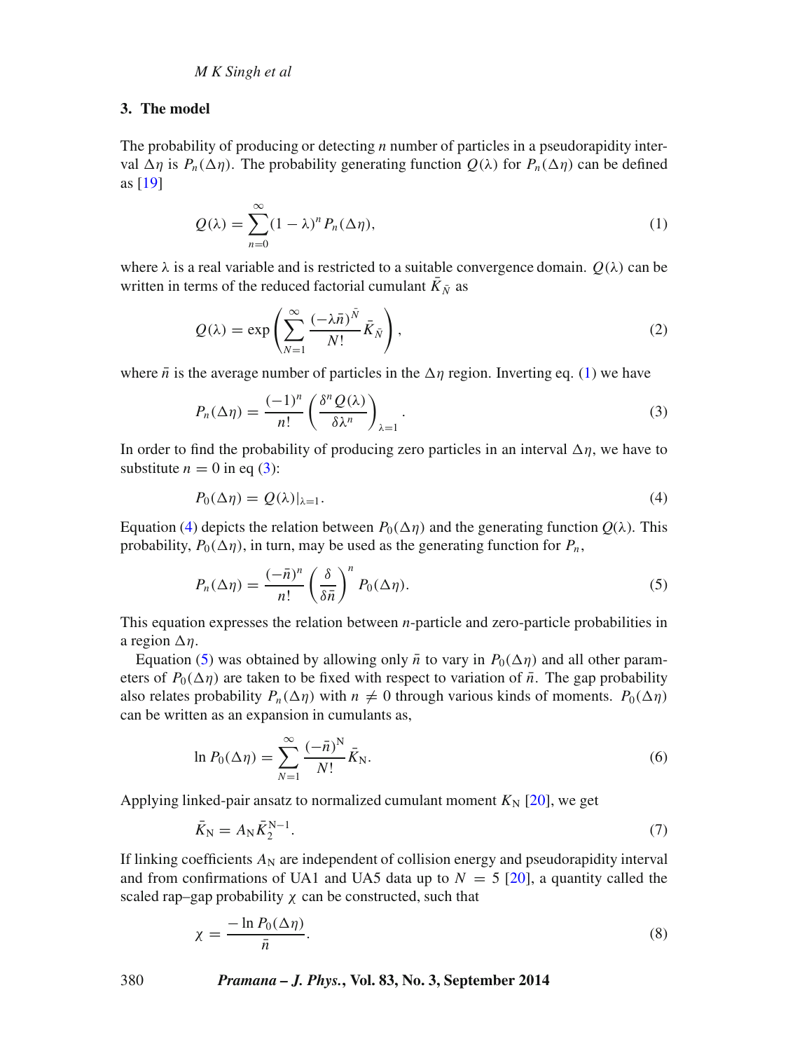## 3. The model

The probability of producing or detecting $n$ number of particles in a pseudorapidity interval $\Delta\eta$ is $P_n(\Delta\eta)$. The probability generating function $Q(\lambda)$ for $P_n(\Delta\eta)$ can be defined as [19]

$$Q(\lambda) = \sum_{n=0}^{\infty} (1-\lambda)^n P_n(\Delta\eta), \tag{1}$$

where $\lambda$ is a real variable and is restricted to a suitable convergence domain. $Q(\lambda)$ can be written in terms of the reduced factorial cumulant $\bar{K}_{\bar{N}}$ as

$$Q(\lambda) = \exp\left(\sum_{N=1}^{\infty} \frac{(-\lambda\bar{n})^{\bar{N}}}{N!} \bar{K}_{\bar{N}}\right), \tag{2}$$

where $\bar{n}$ is the average number of particles in the $\Delta\eta$ region. Inverting eq. (1) we have

$$P_n(\Delta\eta) = \frac{(-1)^n}{n!} \left(\frac{\delta^n Q(\lambda)}{\delta\lambda^n}\right)_{\lambda=1}. \tag{3}$$

In order to find the probability of producing zero particles in an interval $\Delta\eta$, we have to substitute $n = 0$ in eq (3):

$$P_0(\Delta\eta) = Q(\lambda)|_{\lambda=1}. \tag{4}$$

Equation (4) depicts the relation between $P_0(\Delta\eta)$ and the generating function $Q(\lambda)$. This probability, $P_0(\Delta\eta)$, in turn, may be used as the generating function for $P_n$,

$$P_n(\Delta\eta) = \frac{(-\bar{n})^n}{n!} \left(\frac{\delta}{\delta\bar{n}}\right)^n P_0(\Delta\eta). \tag{5}$$

This equation expresses the relation between $n$-particle and zero-particle probabilities in a region $\Delta\eta$.

Equation (5) was obtained by allowing only $\bar{n}$ to vary in $P_0(\Delta\eta)$ and all other parameters of $P_0(\Delta\eta)$ are taken to be fixed with respect to variation of $\bar{n}$. The gap probability also relates probability $P_n(\Delta\eta)$ with $n \neq 0$ through various kinds of moments. $P_0(\Delta\eta)$ can be written as an expansion in cumulants as,

$$\ln P_0(\Delta\eta) = \sum_{N=1}^{\infty} \frac{(-\bar{n})^{\mathrm{N}}}{N!} \bar{K}_{\mathrm{N}}. \tag{6}$$

Applying linked-pair ansatz to normalized cumulant moment $K_{\mathrm{N}}$ [20], we get

$$\bar{K}_{\mathrm{N}} = A_{\mathrm{N}} \bar{K}_2^{\mathrm{N}-1}. \tag{7}$$

If linking coefficients $A_{\mathrm{N}}$ are independent of collision energy and pseudorapidity interval and from confirmations of UA1 and UA5 data up to $N = 5$ [20], a quantity called the scaled rap–gap probability $\chi$ can be constructed, such that

$$\chi = \frac{-\ln P_0(\Delta\eta)}{\bar{n}}. \tag{8}$$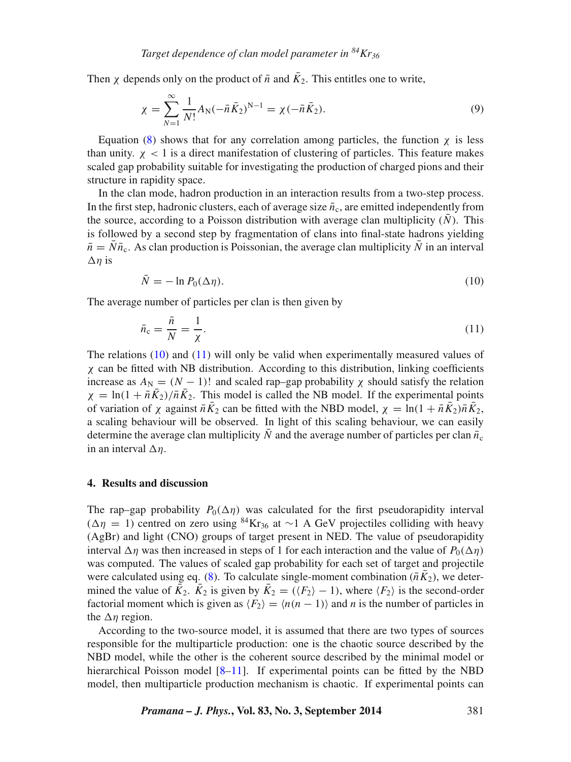Then $\chi$ depends only on the product of $\bar{n}$ and $\bar{K}_2$. This entitles one to write,

$$\chi = \sum_{N=1}^{\infty} \frac{1}{N!} A_{\mathrm{N}} (-\bar{n}\bar{K}_2)^{\mathrm{N}-1} = \chi(-\bar{n}\bar{K}_2). \tag{9}$$

Equation (8) shows that for any correlation among particles, the function $\chi$ is less than unity. $\chi < 1$ is a direct manifestation of clustering of particles. This feature makes scaled gap probability suitable for investigating the production of charged pions and their structure in rapidity space.

In the clan mode, hadron production in an interaction results from a two-step process. In the first step, hadronic clusters, each of average size $\bar{n}_{\mathrm{c}}$, are emitted independently from the source, according to a Poisson distribution with average clan multiplicity ($\bar{N}$). This is followed by a second step by fragmentation of clans into final-state hadrons yielding $\bar{n} = \bar{N}\bar{n}_{\mathrm{c}}$. As clan production is Poissonian, the average clan multiplicity $\bar{N}$ in an interval $\Delta\eta$ is

$$\bar{N} = -\ln P_0(\Delta\eta). \tag{10}$$

The average number of particles per clan is then given by

$$\bar{n}_{\mathrm{c}} = \frac{\bar{n}}{N} = \frac{1}{\chi}. \tag{11}$$

The relations (10) and (11) will only be valid when experimentally measured values of $\chi$ can be fitted with NB distribution. According to this distribution, linking coefficients increase as $A_{\mathrm{N}} = (N-1)!$ and scaled rap–gap probability $\chi$ should satisfy the relation $\chi = \ln(1+\bar{n}\bar{K}_2)/\bar{n}\bar{K}_2$. This model is called the NB model. If the experimental points of variation of $\chi$ against $\bar{n}\bar{K}_2$ can be fitted with the NBD model, $\chi = \ln(1+\bar{n}\bar{K}_2)\bar{n}\bar{K}_2$, a scaling behaviour will be observed. In light of this scaling behaviour, we can easily determine the average clan multiplicity $\bar{N}$ and the average number of particles per clan $\bar{n}_{\mathrm{c}}$ in an interval $\Delta\eta$.

## 4. Results and discussion

The rap–gap probability $P_0(\Delta\eta)$ was calculated for the first pseudorapidity interval ($\Delta\eta = 1$) centred on zero using $^{84}\mathrm{Kr}_{36}$ at $\sim$1 A GeV projectiles colliding with heavy (AgBr) and light (CNO) groups of target present in NED. The value of pseudorapidity interval $\Delta\eta$ was then increased in steps of 1 for each interaction and the value of $P_0(\Delta\eta)$ was computed. The values of scaled gap probability for each set of target and projectile were calculated using eq. (8). To calculate single-moment combination ($\bar{n}\bar{K}_2$), we determined the value of $\bar{K}_2$. $\bar{K}_2$ is given by $\bar{K}_2 = (\langle F_2\rangle - 1)$, where $\langle F_2\rangle$ is the second-order factorial moment which is given as $\langle F_2\rangle = \langle n(n-1)\rangle$ and $n$ is the number of particles in the $\Delta\eta$ region.

According to the two-source model, it is assumed that there are two types of sources responsible for the multiparticle production: one is the chaotic source described by the NBD model, while the other is the coherent source described by the minimal model or hierarchical Poisson model [8–11]. If experimental points can be fitted by the NBD model, then multiparticle production mechanism is chaotic. If experimental points can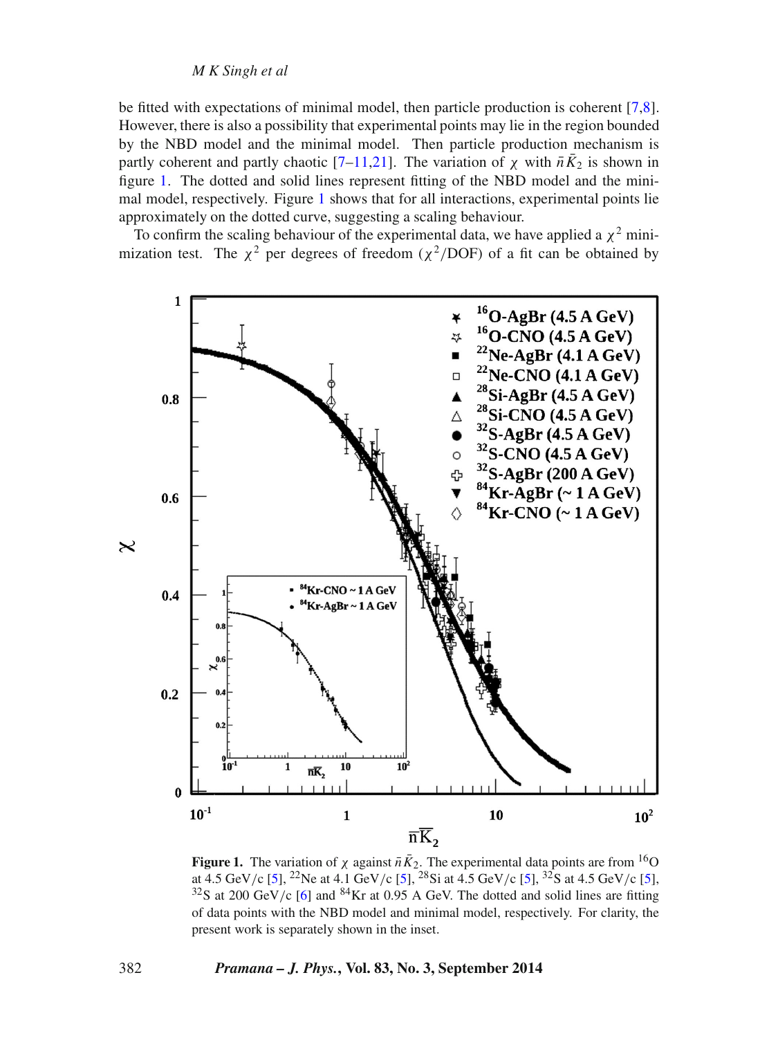be fitted with expectations of minimal model, then particle production is coherent [7,8]. However, there is also a possibility that experimental points may lie in the region bounded by the NBD model and the minimal model. Then particle production mechanism is partly coherent and partly chaotic [7–11,21]. The variation of $\chi$ with $\bar{n}\bar{K}_2$ is shown in figure 1. The dotted and solid lines represent fitting of the NBD model and the minimal model, respectively. Figure 1 shows that for all interactions, experimental points lie approximately on the dotted curve, suggesting a scaling behaviour.

To confirm the scaling behaviour of the experimental data, we have applied a $\chi^2$ minimization test. The $\chi^2$ per degrees of freedom ($\chi^2$/DOF) of a fit can be obtained by

**Figure 1.** The variation of $\chi$ against $\bar{n}\bar{K}_2$. The experimental data points are from $^{16}$O at 4.5 GeV/c [5], $^{22}$Ne at 4.1 GeV/c [5], $^{28}$Si at 4.5 GeV/c [5], $^{32}$S at 4.5 GeV/c [5], $^{32}$S at 200 GeV/c [6] and $^{84}$Kr at 0.95 A GeV. The dotted and solid lines are fitting of data points with the NBD model and minimal model, respectively. For clarity, the present work is separately shown in the inset.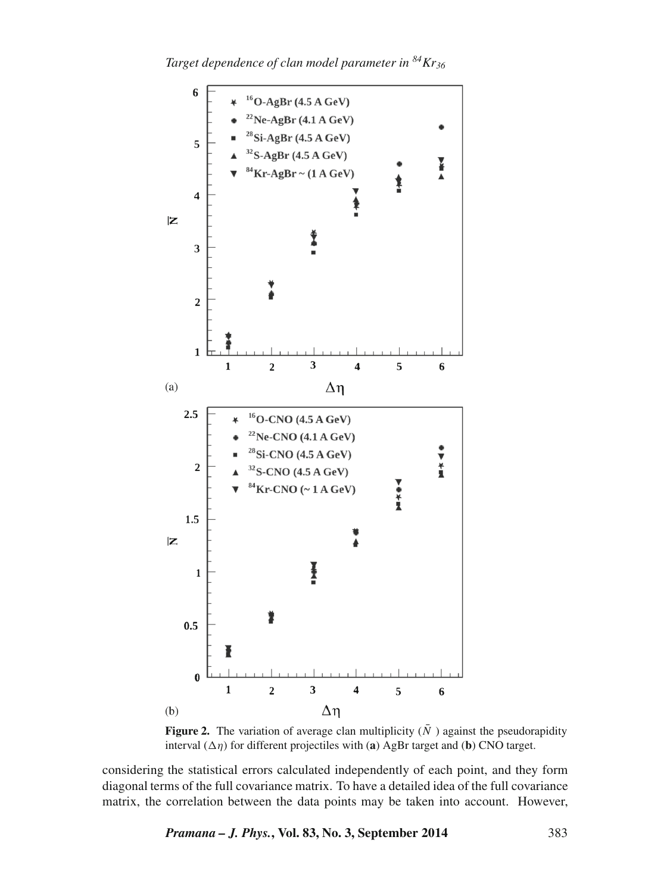**Figure 2.** The variation of average clan multiplicity ($\bar{N}$) against the pseudorapidity interval ($\Delta\eta$) for different projectiles with (**a**) AgBr target and (**b**) CNO target.

considering the statistical errors calculated independently of each point, and they form diagonal terms of the full covariance matrix. To have a detailed idea of the full covariance matrix, the correlation between the data points may be taken into account. However,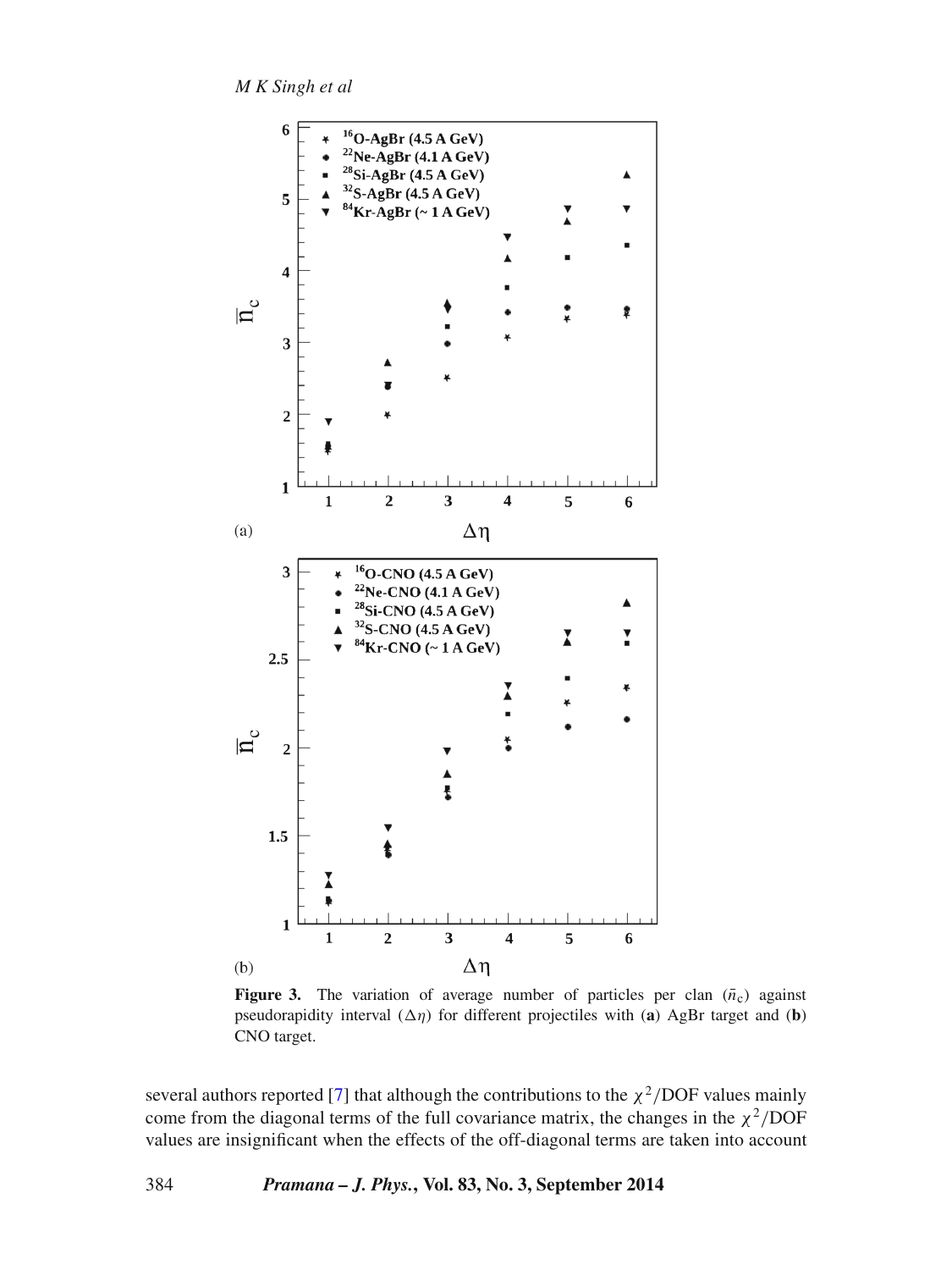**Figure 3.** The variation of average number of particles per clan ($\bar{n}_c$) against pseudorapidity interval ($\Delta\eta$) for different projectiles with (**a**) AgBr target and (**b**) CNO target.

several authors reported [7] that although the contributions to the $\chi^2$/DOF values mainly come from the diagonal terms of the full covariance matrix, the changes in the $\chi^2$/DOF values are insignificant when the effects of the off-diagonal terms are taken into account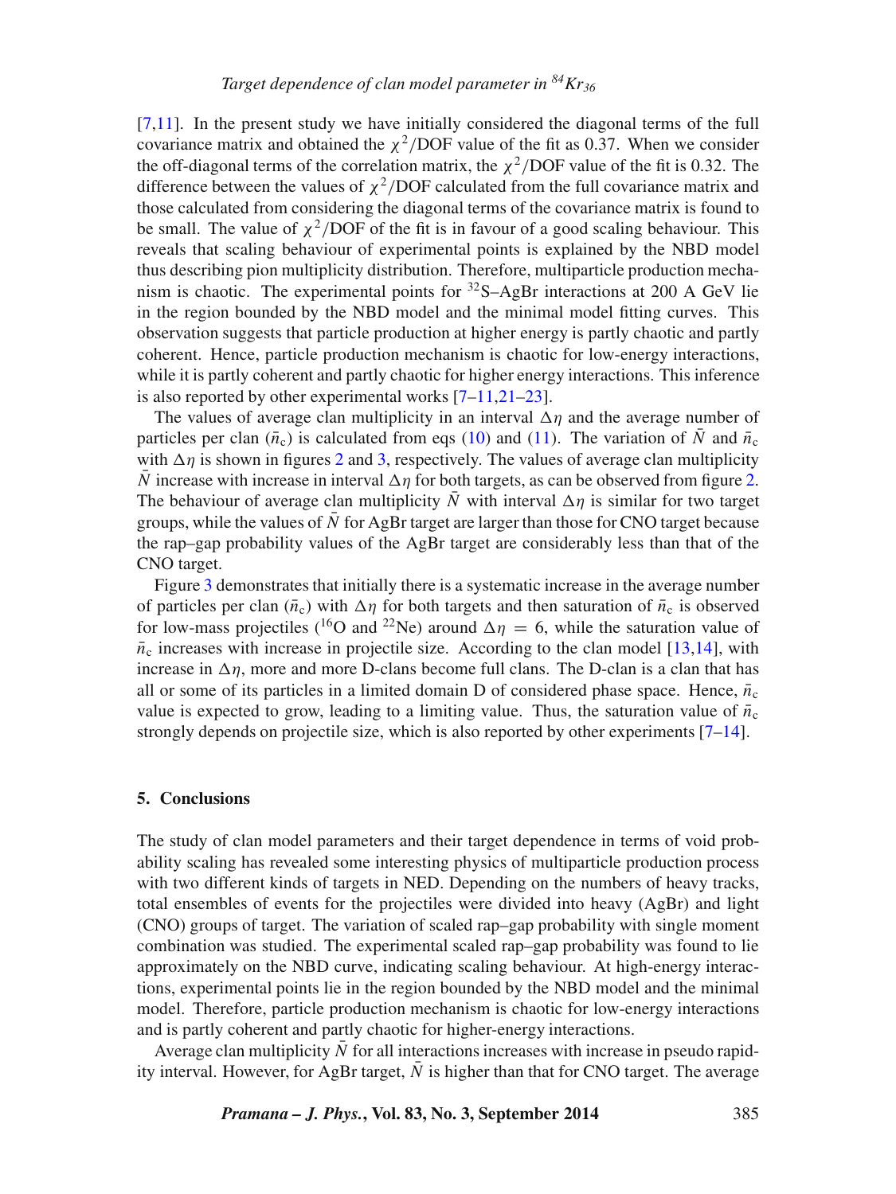[7,11]. In the present study we have initially considered the diagonal terms of the full covariance matrix and obtained the $\chi^2$/DOF value of the fit as 0.37. When we consider the off-diagonal terms of the correlation matrix, the $\chi^2$/DOF value of the fit is 0.32. The difference between the values of $\chi^2$/DOF calculated from the full covariance matrix and those calculated from considering the diagonal terms of the covariance matrix is found to be small. The value of $\chi^2$/DOF of the fit is in favour of a good scaling behaviour. This reveals that scaling behaviour of experimental points is explained by the NBD model thus describing pion multiplicity distribution. Therefore, multiparticle production mechanism is chaotic. The experimental points for $^{32}$S–AgBr interactions at 200 A GeV lie in the region bounded by the NBD model and the minimal model fitting curves. This observation suggests that particle production at higher energy is partly chaotic and partly coherent. Hence, particle production mechanism is chaotic for low-energy interactions, while it is partly coherent and partly chaotic for higher energy interactions. This inference is also reported by other experimental works [7–11,21–23].

The values of average clan multiplicity in an interval $\Delta\eta$ and the average number of particles per clan ($\bar{n}_c$) is calculated from eqs (10) and (11). The variation of $\bar{N}$ and $\bar{n}_c$ with $\Delta\eta$ is shown in figures 2 and 3, respectively. The values of average clan multiplicity $\bar{N}$ increase with increase in interval $\Delta\eta$ for both targets, as can be observed from figure 2. The behaviour of average clan multiplicity $\bar{N}$ with interval $\Delta\eta$ is similar for two target groups, while the values of $\bar{N}$ for AgBr target are larger than those for CNO target because the rap–gap probability values of the AgBr target are considerably less than that of the CNO target.

Figure 3 demonstrates that initially there is a systematic increase in the average number of particles per clan ($\bar{n}_c$) with $\Delta\eta$ for both targets and then saturation of $\bar{n}_c$ is observed for low-mass projectiles ($^{16}$O and $^{22}$Ne) around $\Delta\eta = 6$, while the saturation value of $\bar{n}_c$ increases with increase in projectile size. According to the clan model [13,14], with increase in $\Delta\eta$, more and more D-clans become full clans. The D-clan is a clan that has all or some of its particles in a limited domain D of considered phase space. Hence, $\bar{n}_c$ value is expected to grow, leading to a limiting value. Thus, the saturation value of $\bar{n}_c$ strongly depends on projectile size, which is also reported by other experiments [7–14].

## 5. Conclusions

The study of clan model parameters and their target dependence in terms of void probability scaling has revealed some interesting physics of multiparticle production process with two different kinds of targets in NED. Depending on the numbers of heavy tracks, total ensembles of events for the projectiles were divided into heavy (AgBr) and light (CNO) groups of target. The variation of scaled rap–gap probability with single moment combination was studied. The experimental scaled rap–gap probability was found to lie approximately on the NBD curve, indicating scaling behaviour. At high-energy interactions, experimental points lie in the region bounded by the NBD model and the minimal model. Therefore, particle production mechanism is chaotic for low-energy interactions and is partly coherent and partly chaotic for higher-energy interactions.

Average clan multiplicity $\bar{N}$ for all interactions increases with increase in pseudo rapidity interval. However, for AgBr target, $\bar{N}$ is higher than that for CNO target. The average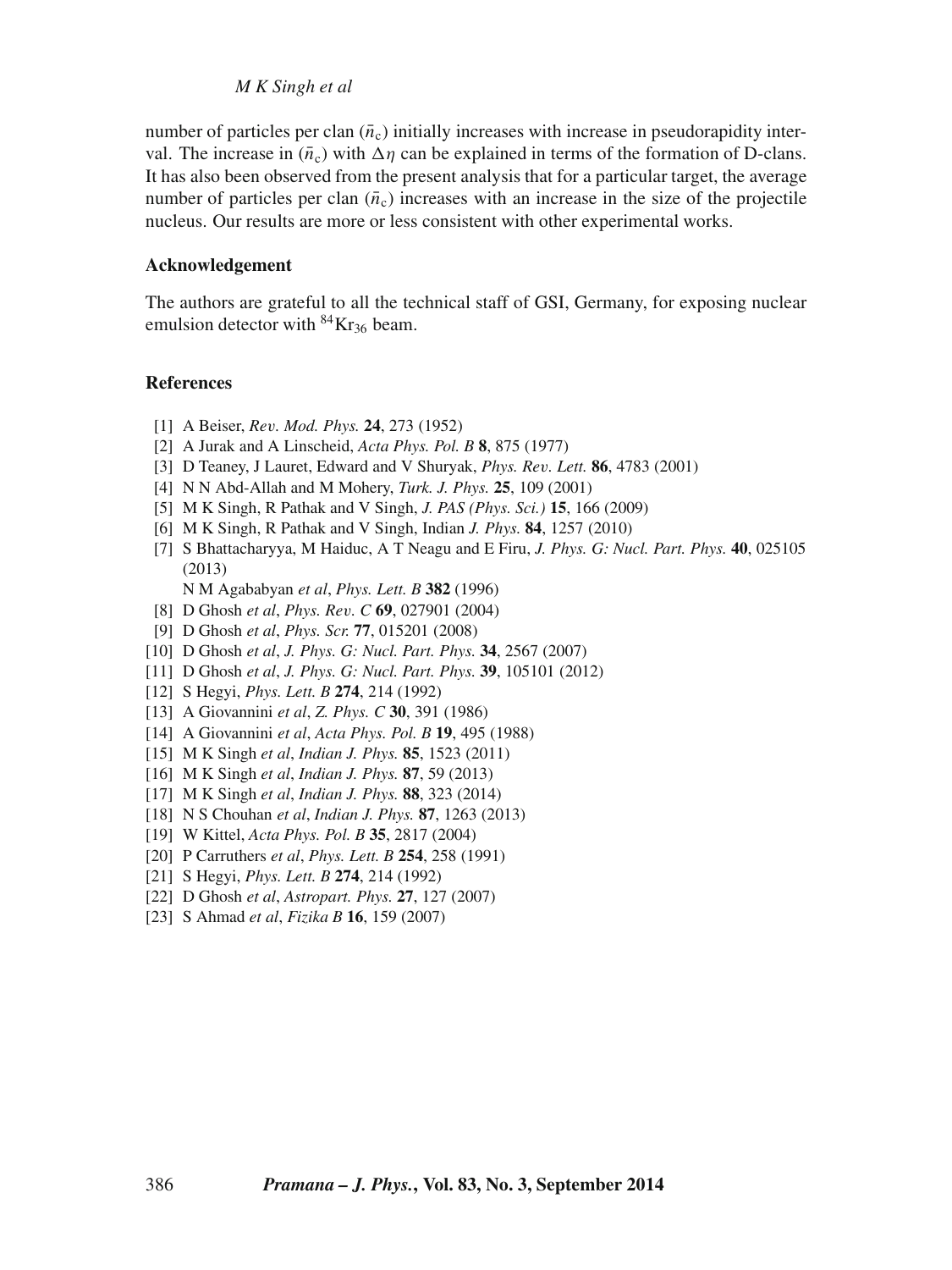number of particles per clan ($\bar{n}_c$) initially increases with increase in pseudorapidity interval. The increase in ($\bar{n}_c$) with $\Delta\eta$ can be explained in terms of the formation of D-clans. It has also been observed from the present analysis that for a particular target, the average number of particles per clan ($\bar{n}_c$) increases with an increase in the size of the projectile nucleus. Our results are more or less consistent with other experimental works.

### Acknowledgement

The authors are grateful to all the technical staff of GSI, Germany, for exposing nuclear emulsion detector with $^{84}Kr_{36}$ beam.

### References

[1] A Beiser, *Rev. Mod. Phys.* **24**, 273 (1952)
[2] A Jurak and A Linscheid, *Acta Phys. Pol. B* **8**, 875 (1977)
[3] D Teaney, J Lauret, Edward and V Shuryak, *Phys. Rev. Lett.* **86**, 4783 (2001)
[4] N N Abd-Allah and M Mohery, *Turk. J. Phys.* **25**, 109 (2001)
[5] M K Singh, R Pathak and V Singh, *J. PAS (Phys. Sci.)* **15**, 166 (2009)
[6] M K Singh, R Pathak and V Singh, Indian *J. Phys.* **84**, 1257 (2010)
[7] S Bhattacharyya, M Haiduc, A T Neagu and E Firu, *J. Phys. G: Nucl. Part. Phys.* **40**, 025105 (2013)
N M Agababyan *et al*, *Phys. Lett. B* **382** (1996)
[8] D Ghosh *et al*, *Phys. Rev. C* **69**, 027901 (2004)
[9] D Ghosh *et al*, *Phys. Scr.* **77**, 015201 (2008)
[10] D Ghosh *et al*, *J. Phys. G: Nucl. Part. Phys.* **34**, 2567 (2007)
[11] D Ghosh *et al*, *J. Phys. G: Nucl. Part. Phys.* **39**, 105101 (2012)
[12] S Hegyi, *Phys. Lett. B* **274**, 214 (1992)
[13] A Giovannini *et al*, *Z. Phys. C* **30**, 391 (1986)
[14] A Giovannini *et al*, *Acta Phys. Pol. B* **19**, 495 (1988)
[15] M K Singh *et al*, *Indian J. Phys.* **85**, 1523 (2011)
[16] M K Singh *et al*, *Indian J. Phys.* **87**, 59 (2013)
[17] M K Singh *et al*, *Indian J. Phys.* **88**, 323 (2014)
[18] N S Chouhan *et al*, *Indian J. Phys.* **87**, 1263 (2013)
[19] W Kittel, *Acta Phys. Pol. B* **35**, 2817 (2004)
[20] P Carruthers *et al*, *Phys. Lett. B* **254**, 258 (1991)
[21] S Hegyi, *Phys. Lett. B* **274**, 214 (1992)
[22] D Ghosh *et al*, *Astropart. Phys.* **27**, 127 (2007)
[23] S Ahmad *et al*, *Fizika B* **16**, 159 (2007)